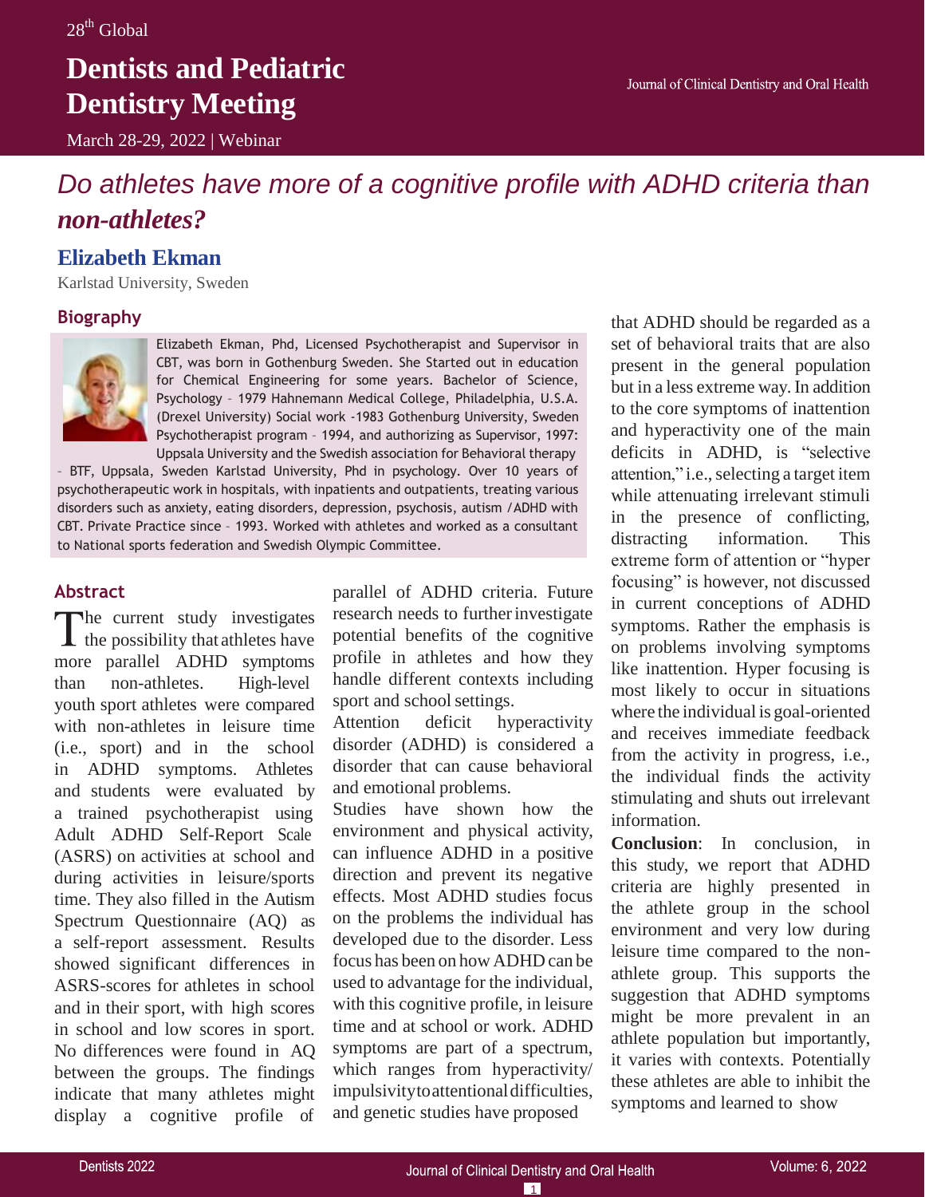# Do athletes have more of a cognitive profile with ADHD criteria than *non-athletes?*

## Elizabeth Ekman

Karlstad University, Sweden

### Biography

Elizabeth Ekman, Phd, Licensed Psychotherapist and Supervisor in CBT, was born in Gothenburg Sweden. She Started out in education for Chemical Engineering for some years. Bachelor of Science, Psychology – 1979 Hahnemann Medical College, Philadelphia, U.S.A. (Drexel University) Social work -1983 Gothenburg University, Sweden Psychotherapist program – 1994, and authorizing as Supervisor, 1997: Uppsala University and the Swedish association for Behavioral therapy – BTF, Uppsala, Sweden Karlstad University, Phd in psychology. Over 10 years of psychotherapeutic work in hospitals, with inpatients and outpatients, treating various disorders such as anxiety, eating disorders, depression, psychosis, autism / ADHD with CBT. Private Practice since – 1993. Worked with athletes and worked as a consultant to National sports federation and Swedish Olympic Committee.

### Abstract

The current study investigates the possibility that athletes have more parallel ADHD symptoms than non-athletes. High-level youth sport athletes were compared with non-athletes in leisure time (i.e., sport) and in the school in ADHD symptoms. Athletes and students were evaluated by a trained psychotherapist using Adult ADHD Self-Report Scale (ASRS) on activities at school and during activities in leisure/sports time. They also filled in the Autism Spectrum Questionnaire (AQ) as a self-report assessment. Results showed significant differences in ASRS-scores for athletes in school and in their sport, with high scores in school and low scores in sport. No differences were found in AQ between the groups. The findings indicate that many athletes might display a cognitive profile of parallel of ADHD criteria. Future research needs to further investigate potential benefits of the cognitive profile in athletes and how they handle different contexts including sport and school settings.

Attention deficit hyperactivity disorder (ADHD) is considered a disorder that can cause behavioral and emotional problems.

Studies have shown how the environment and physical activity, can influence ADHD in a positive direction and prevent its negative effects. Most ADHD studies focus on the problems the individual has developed due to the disorder. Less focus has been on how ADHD can be used to advantage for the individual, with this cognitive profile, in leisure time and at school or work. ADHD symptoms are part of a spectrum, which ranges from hyperactivity/ impulsivity to attentional difficulties, and genetic studies have proposed that ADHD should be regarded as a set of behavioral traits that are also present in the general population but in a less extreme way. In addition to the core symptoms of inattention and hyperactivity one of the main deficits in ADHD, is "selective attention," i.e., selecting a target item while attenuating irrelevant stimuli in the presence of conflicting, distracting information. This extreme form of attention or "hyper focusing" is however, not discussed in current conceptions of ADHD symptoms. Rather the emphasis is on problems involving symptoms like inattention. Hyper focusing is most likely to occur in situations where the individual is goal-oriented and receives immediate feedback from the activity in progress, i.e., the individual finds the activity stimulating and shuts out irrelevant information.

**Conclusion**: In conclusion, in this study, we report that ADHD criteria are highly presented in the athlete group in the school environment and very low during leisure time compared to the non-athlete group. This supports the suggestion that ADHD symptoms might be more prevalent in an athlete population but importantly, it varies with contexts. Potentially these athletes are able to inhibit the symptoms and learned to show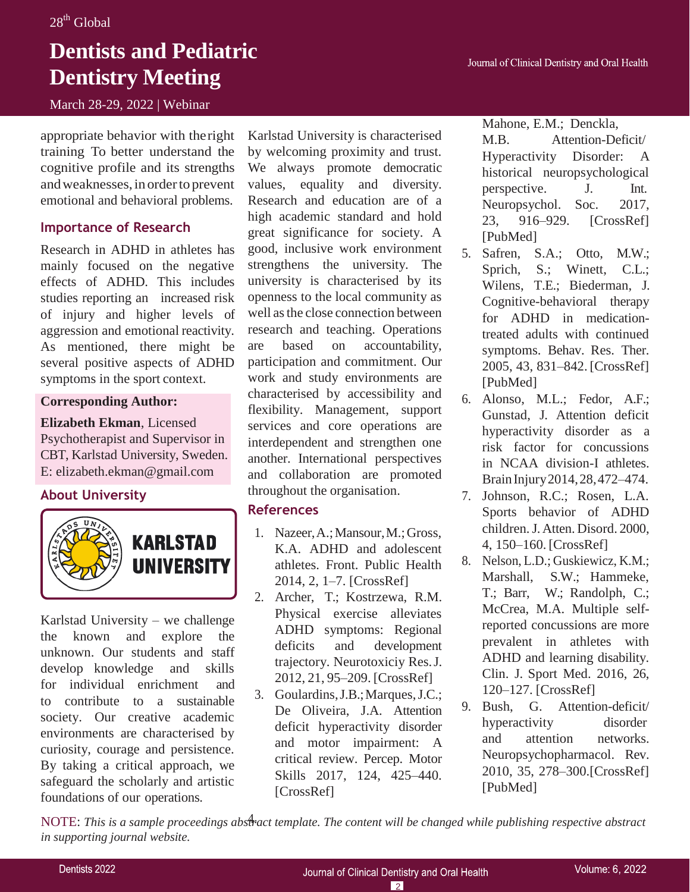appropriate behavior with the right training To better understand the cognitive profile and its strengths and weaknesses, in order to prevent emotional and behavioral problems.

## Importance of Research

Research in ADHD in athletes has mainly focused on the negative effects of ADHD. This includes studies reporting an increased risk of injury and higher levels of aggression and emotional reactivity. As mentioned, there might be several positive aspects of ADHD symptoms in the sport context.

**Corresponding Author:**

**Elizabeth Ekman**, Licensed Psychotherapist and Supervisor in CBT, Karlstad University, Sweden.
E: elizabeth.ekman@gmail.com

## About University

KARLSTAD UNIVERSITY

Karlstad University – we challenge the known and explore the unknown. Our students and staff develop knowledge and skills for individual enrichment and to contribute to a sustainable society. Our creative academic environments are characterised by curiosity, courage and persistence. By taking a critical approach, we safeguard the scholarly and artistic foundations of our operations.

Karlstad University is characterised by welcoming proximity and trust. We always promote democratic values, equality and diversity. Research and education are of a high academic standard and hold great significance for society. A good, inclusive work environment strengthens the university. The university is characterised by its openness to the local community as well as the close connection between research and teaching. Operations are based on accountability, participation and commitment. Our work and study environments are characterised by accessibility and flexibility. Management, support services and core operations are interdependent and strengthen one another. International perspectives and collaboration are promoted throughout the organisation.

## References

1. Nazeer, A.; Mansour, M.; Gross, K.A. ADHD and adolescent athletes. Front. Public Health 2014, 2, 1–7. [CrossRef]
2. Archer, T.; Kostrzewa, R.M. Physical exercise alleviates ADHD symptoms: Regional deficits and development trajectory. Neurotoxiciy Res. J. 2012, 21, 95–209. [CrossRef]
3. Goulardins, J.B.; Marques, J.C.; De Oliveira, J.A. Attention deficit hyperactivity disorder and motor impairment: A critical review. Percep. Motor Skills 2017, 124, 425–440. [CrossRef]
4. Mahone, E.M.; Denckla, M.B. Attention-Deficit/ Hyperactivity Disorder: A historical neuropsychological perspective. J. Int. Neuropsychol. Soc. 2017, 23, 916–929. [CrossRef] [PubMed]
5. Safren, S.A.; Otto, M.W.; Sprich, S.; Winett, C.L.; Wilens, T.E.; Biederman, J. Cognitive-behavioral therapy for ADHD in medication-treated adults with continued symptoms. Behav. Res. Ther. 2005, 43, 831–842. [CrossRef] [PubMed]
6. Alonso, M.L.; Fedor, A.F.; Gunstad, J. Attention deficit hyperactivity disorder as a risk factor for concussions in NCAA division-I athletes. Brain Injury 2014, 28, 472–474.
7. Johnson, R.C.; Rosen, L.A. Sports behavior of ADHD children. J. Atten. Disord. 2000, 4, 150–160. [CrossRef]
8. Nelson, L.D.; Guskiewicz, K.M.; Marshall, S.W.; Hammeke, T.; Barr, W.; Randolph, C.; McCrea, M.A. Multiple self-reported concussions are more prevalent in athletes with ADHD and learning disability. Clin. J. Sport Med. 2016, 26, 120–127. [CrossRef]
9. Bush, G. Attention-deficit/ hyperactivity disorder and attention networks. Neuropsychopharmacol. Rev. 2010, 35, 278–300.[CrossRef] [PubMed]

NOTE: *This is a sample proceedings abstract template. The content will be changed while publishing respective abstract in supporting journal website.*